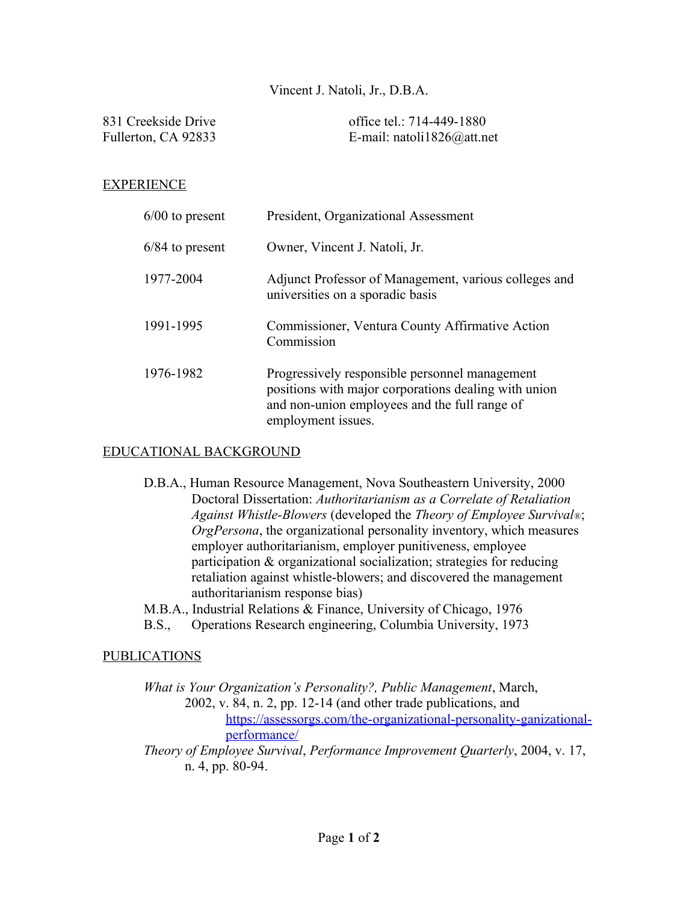# Vincent J. Natoli, Jr., D.B.A.

831 Creekside Drive
Fullerton, CA 92833

office tel.: 714-449-1880
E-mail: natoli1826@att.net

## EXPERIENCE

| | |
|---|---|
| 6/00 to present | President, Organizational Assessment |
| 6/84 to present | Owner, Vincent J. Natoli, Jr. |
| 1977-2004 | Adjunct Professor of Management, various colleges and universities on a sporadic basis |
| 1991-1995 | Commissioner, Ventura County Affirmative Action Commission |
| 1976-1982 | Progressively responsible personnel management positions with major corporations dealing with union and non-union employees and the full range of employment issues. |

## EDUCATIONAL BACKGROUND

D.B.A., Human Resource Management, Nova Southeastern University, 2000
Doctoral Dissertation: *Authoritarianism as a Correlate of Retaliation Against Whistle-Blowers* (developed the *Theory of Employee Survival*®; *OrgPersona*, the organizational personality inventory, which measures employer authoritarianism, employer punitiveness, employee participation & organizational socialization; strategies for reducing retaliation against whistle-blowers; and discovered the management authoritarianism response bias)

M.B.A., Industrial Relations & Finance, University of Chicago, 1976

B.S., Operations Research engineering, Columbia University, 1973

## PUBLICATIONS

*What is Your Organization's Personality?, Public Management*, March, 2002, v. 84, n. 2, pp. 12-14 (and other trade publications, and [https://assessorgs.com/the-organizational-personality-ganizational-performance/](https://assessorgs.com/the-organizational-personality-ganizational-performance/)

*Theory of Employee Survival*, *Performance Improvement Quarterly*, 2004, v. 17, n. 4, pp. 80-94.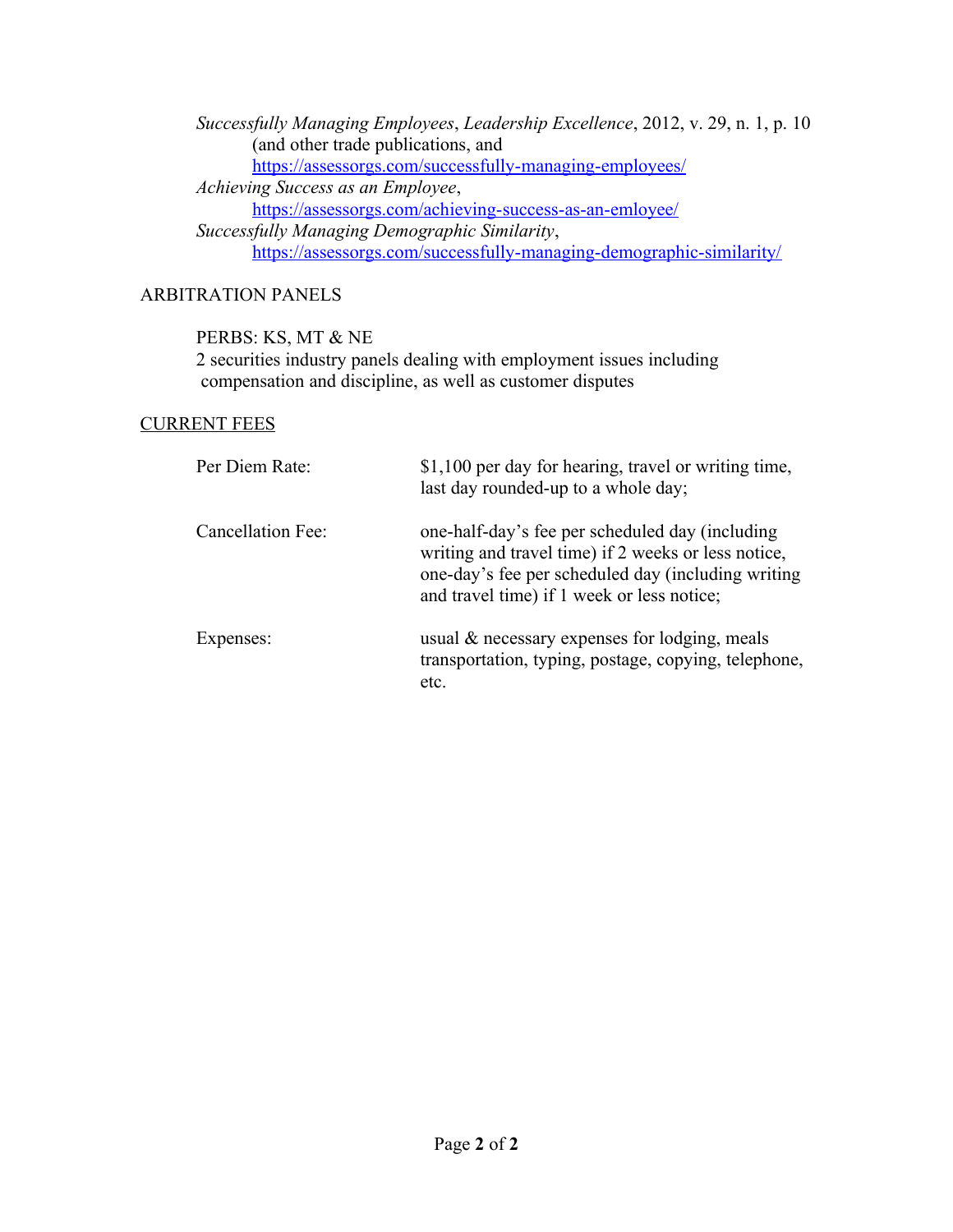*Successfully Managing Employees*, *Leadership Excellence*, 2012, v. 29, n. 1, p. 10 (and other trade publications, and https://assessorgs.com/successfully-managing-employees/

*Achieving Success as an Employee*, https://assessorgs.com/achieving-success-as-an-emloyee/

*Successfully Managing Demographic Similarity*, https://assessorgs.com/successfully-managing-demographic-similarity/

ARBITRATION PANELS

PERBS: KS, MT & NE

2 securities industry panels dealing with employment issues including compensation and discipline, as well as customer disputes

<u>CURRENT FEES</u>

| | |
|---|---|
| Per Diem Rate: | $1,100 per day for hearing, travel or writing time, last day rounded-up to a whole day; |
| Cancellation Fee: | one-half-day's fee per scheduled day (including writing and travel time) if 2 weeks or less notice, one-day's fee per scheduled day (including writing and travel time) if 1 week or less notice; |
| Expenses: | usual & necessary expenses for lodging, meals transportation, typing, postage, copying, telephone, etc. |